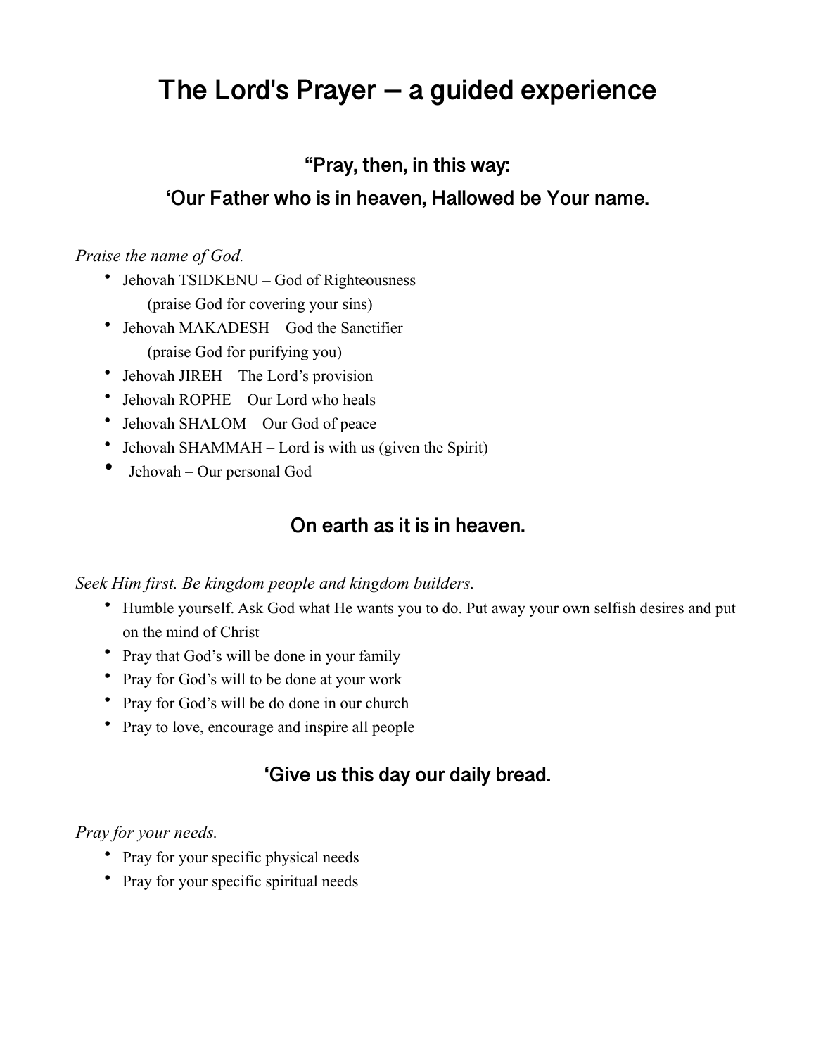# The Lord's Prayer – a guided experience

## “Pray, then, in this way:

## ‘Our Father who is in heaven, Hallowed be Your name.

*Praise the name of God.*

- Jehovah TSIDKENU – God of Righteousness
  (praise God for covering your sins)
- Jehovah MAKADESH – God the Sanctifier
  (praise God for purifying you)
- Jehovah JIREH – The Lord’s provision
- Jehovah ROPHE – Our Lord who heals
- Jehovah SHALOM – Our God of peace
- Jehovah SHAMMAH – Lord is with us (given the Spirit)
- Jehovah – Our personal God

## On earth as it is in heaven.

*Seek Him first. Be kingdom people and kingdom builders.*

- Humble yourself. Ask God what He wants you to do. Put away your own selfish desires and put on the mind of Christ
- Pray that God’s will be done in your family
- Pray for God’s will to be done at your work
- Pray for God’s will be do done in our church
- Pray to love, encourage and inspire all people

## ‘Give us this day our daily bread.

*Pray for your needs.*

- Pray for your specific physical needs
- Pray for your specific spiritual needs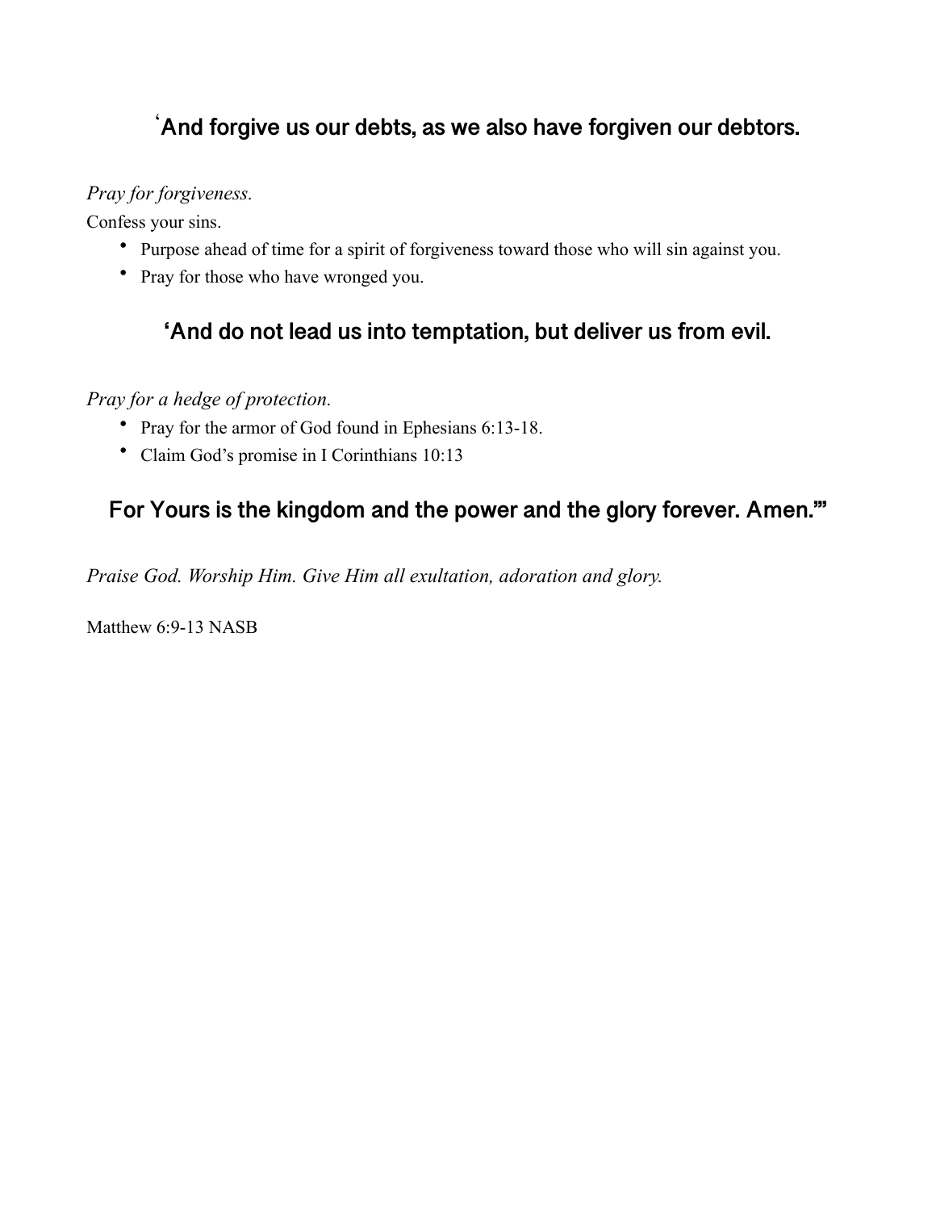## ‘And forgive us our debts, as we also have forgiven our debtors.

*Pray for forgiveness.*

Confess your sins.

- Purpose ahead of time for a spirit of forgiveness toward those who will sin against you.
- Pray for those who have wronged you.

## ‘And do not lead us into temptation, but deliver us from evil.

*Pray for a hedge of protection.*

- Pray for the armor of God found in Ephesians 6:13-18.
- Claim God’s promise in I Corinthians 10:13

## For Yours is the kingdom and the power and the glory forever. Amen.’”

*Praise God. Worship Him. Give Him all exultation, adoration and glory.*

Matthew 6:9-13 NASB